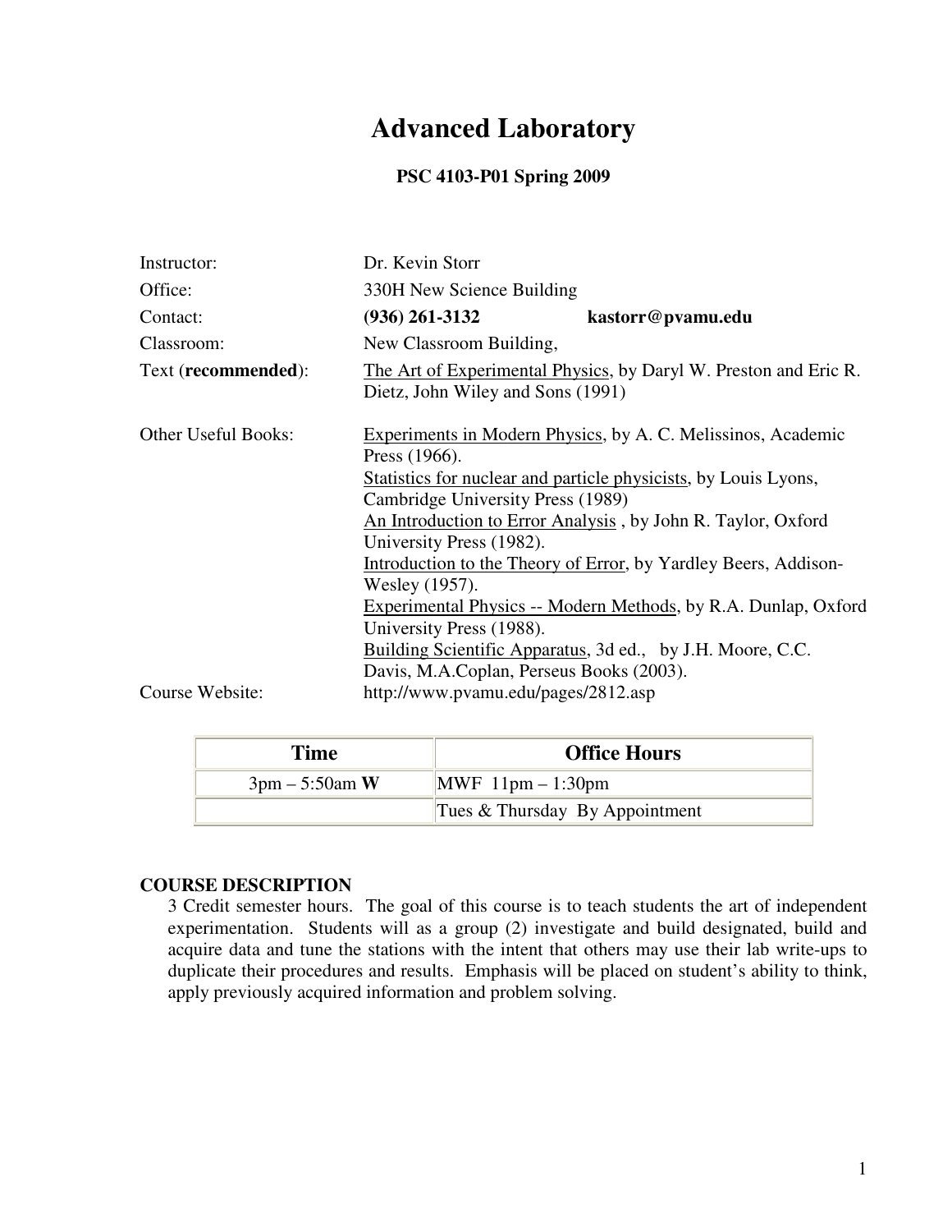# Advanced Laboratory

**PSC 4103-P01 Spring 2009**

| | |
|---|---|
| Instructor: | Dr. Kevin Storr |
| Office: | 330H New Science Building |
| Contact: | **(936) 261-3132** **kastorr@pvamu.edu** |
| Classroom: | New Classroom Building, |
| Text (**recommended**): | The Art of Experimental Physics, by Daryl W. Preston and Eric R. Dietz, John Wiley and Sons (1991) |
| Other Useful Books: | Experiments in Modern Physics, by A. C. Melissinos, Academic Press (1966).<br>Statistics for nuclear and particle physicists, by Louis Lyons, Cambridge University Press (1989)<br>An Introduction to Error Analysis , by John R. Taylor, Oxford University Press (1982).<br>Introduction to the Theory of Error, by Yardley Beers, Addison-Wesley (1957).<br>Experimental Physics -- Modern Methods, by R.A. Dunlap, Oxford University Press (1988).<br>Building Scientific Apparatus, 3d ed., by J.H. Moore, C.C. Davis, M.A.Coplan, Perseus Books (2003). |
| Course Website: | http://www.pvamu.edu/pages/2812.asp |

| Time | Office Hours |
|---|---|
| 3pm – 5:50am **W** | MWF 11pm – 1:30pm |
| | Tues & Thursday By Appointment |

**COURSE DESCRIPTION**

3 Credit semester hours. The goal of this course is to teach students the art of independent experimentation. Students will as a group (2) investigate and build designated, build and acquire data and tune the stations with the intent that others may use their lab write-ups to duplicate their procedures and results. Emphasis will be placed on student's ability to think, apply previously acquired information and problem solving.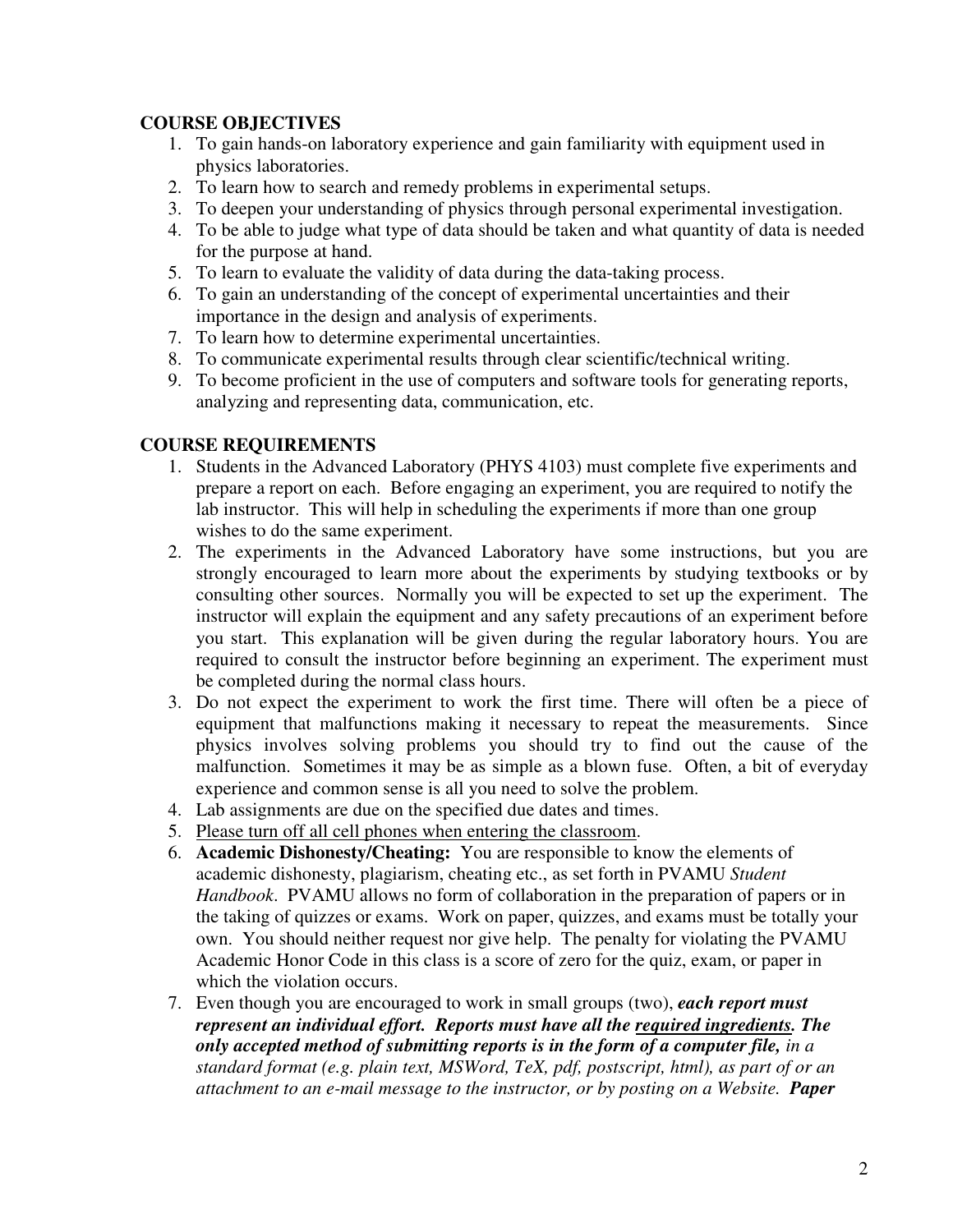## COURSE OBJECTIVES

1. To gain hands-on laboratory experience and gain familiarity with equipment used in physics laboratories.
2. To learn how to search and remedy problems in experimental setups.
3. To deepen your understanding of physics through personal experimental investigation.
4. To be able to judge what type of data should be taken and what quantity of data is needed for the purpose at hand.
5. To learn to evaluate the validity of data during the data-taking process.
6. To gain an understanding of the concept of experimental uncertainties and their importance in the design and analysis of experiments.
7. To learn how to determine experimental uncertainties.
8. To communicate experimental results through clear scientific/technical writing.
9. To become proficient in the use of computers and software tools for generating reports, analyzing and representing data, communication, etc.

## COURSE REQUIREMENTS

1. Students in the Advanced Laboratory (PHYS 4103) must complete five experiments and prepare a report on each. Before engaging an experiment, you are required to notify the lab instructor. This will help in scheduling the experiments if more than one group wishes to do the same experiment.
2. The experiments in the Advanced Laboratory have some instructions, but you are strongly encouraged to learn more about the experiments by studying textbooks or by consulting other sources. Normally you will be expected to set up the experiment. The instructor will explain the equipment and any safety precautions of an experiment before you start. This explanation will be given during the regular laboratory hours. You are required to consult the instructor before beginning an experiment. The experiment must be completed during the normal class hours.
3. Do not expect the experiment to work the first time. There will often be a piece of equipment that malfunctions making it necessary to repeat the measurements. Since physics involves solving problems you should try to find out the cause of the malfunction. Sometimes it may be as simple as a blown fuse. Often, a bit of everyday experience and common sense is all you need to solve the problem.
4. Lab assignments are due on the specified due dates and times.
5. <u>Please turn off all cell phones when entering the classroom</u>.
6. **Academic Dishonesty/Cheating:** You are responsible to know the elements of academic dishonesty, plagiarism, cheating etc., as set forth in PVAMU *Student Handbook*. PVAMU allows no form of collaboration in the preparation of papers or in the taking of quizzes or exams. Work on paper, quizzes, and exams must be totally your own. You should neither request nor give help. The penalty for violating the PVAMU Academic Honor Code in this class is a score of zero for the quiz, exam, or paper in which the violation occurs.
7. Even though you are encouraged to work in small groups (two), ***each report must represent an individual effort. Reports must have all the <u>required ingredients</u>. The only accepted method of submitting reports is in the form of a computer file,*** *in a standard format (e.g. plain text, MSWord, TeX, pdf, postscript, html), as part of or an attachment to an e-mail message to the instructor, or by posting on a Website.* ***Paper***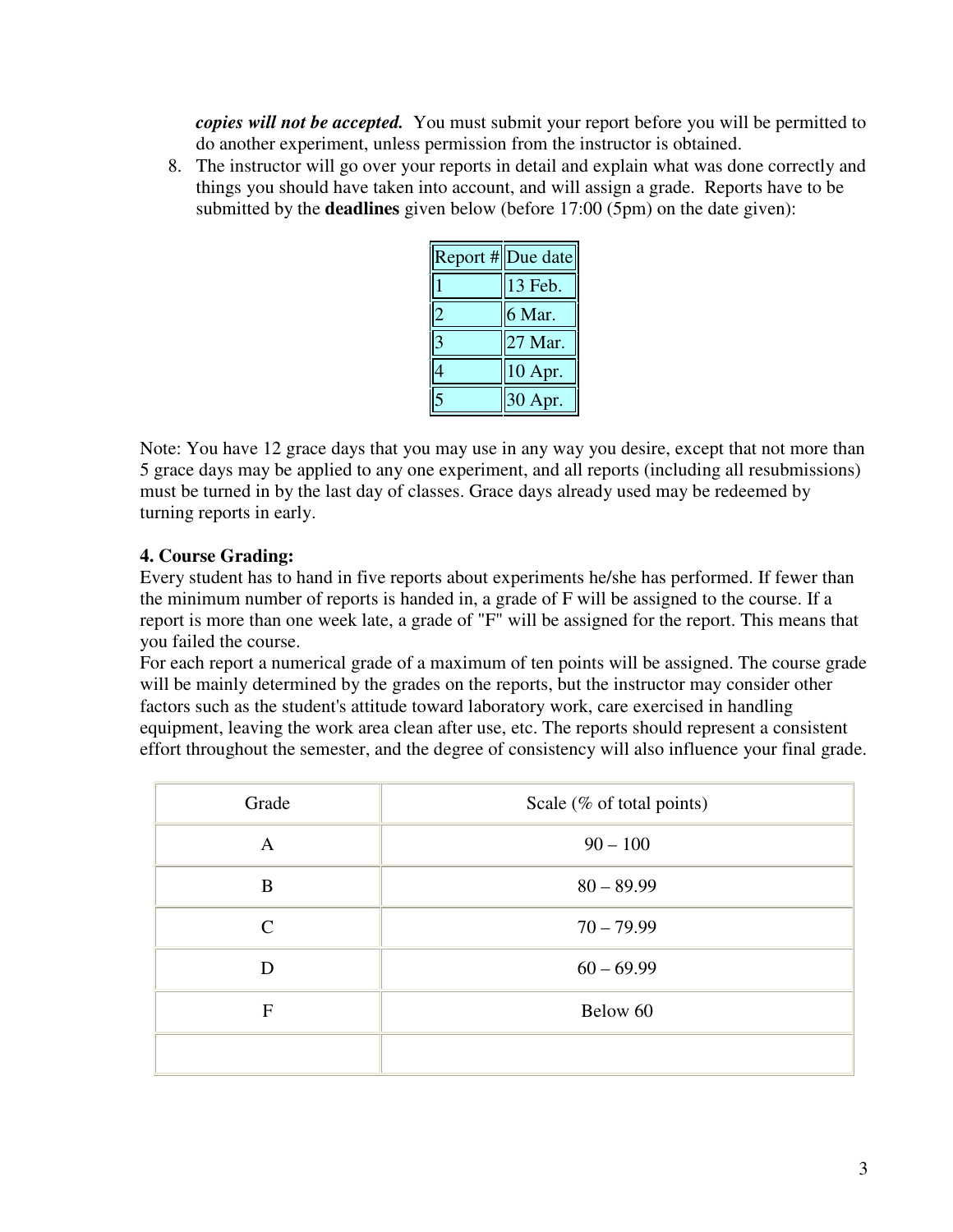*copies will not be accepted.* You must submit your report before you will be permitted to do another experiment, unless permission from the instructor is obtained.

8. The instructor will go over your reports in detail and explain what was done correctly and things you should have taken into account, and will assign a grade. Reports have to be submitted by the **deadlines** given below (before 17:00 (5pm) on the date given):

| Report # | Due date |
|---|---|
| 1 | 13 Feb. |
| 2 | 6 Mar. |
| 3 | 27 Mar. |
| 4 | 10 Apr. |
| 5 | 30 Apr. |

Note: You have 12 grace days that you may use in any way you desire, except that not more than 5 grace days may be applied to any one experiment, and all reports (including all resubmissions) must be turned in by the last day of classes. Grace days already used may be redeemed by turning reports in early.

**4. Course Grading:**

Every student has to hand in five reports about experiments he/she has performed. If fewer than the minimum number of reports is handed in, a grade of F will be assigned to the course. If a report is more than one week late, a grade of "F" will be assigned for the report. This means that you failed the course.

For each report a numerical grade of a maximum of ten points will be assigned. The course grade will be mainly determined by the grades on the reports, but the instructor may consider other factors such as the student's attitude toward laboratory work, care exercised in handling equipment, leaving the work area clean after use, etc. The reports should represent a consistent effort throughout the semester, and the degree of consistency will also influence your final grade.

| Grade | Scale (% of total points) |
|---|---|
| A | 90 – 100 |
| B | 80 – 89.99 |
| C | 70 – 79.99 |
| D | 60 – 69.99 |
| F | Below 60 |
| | |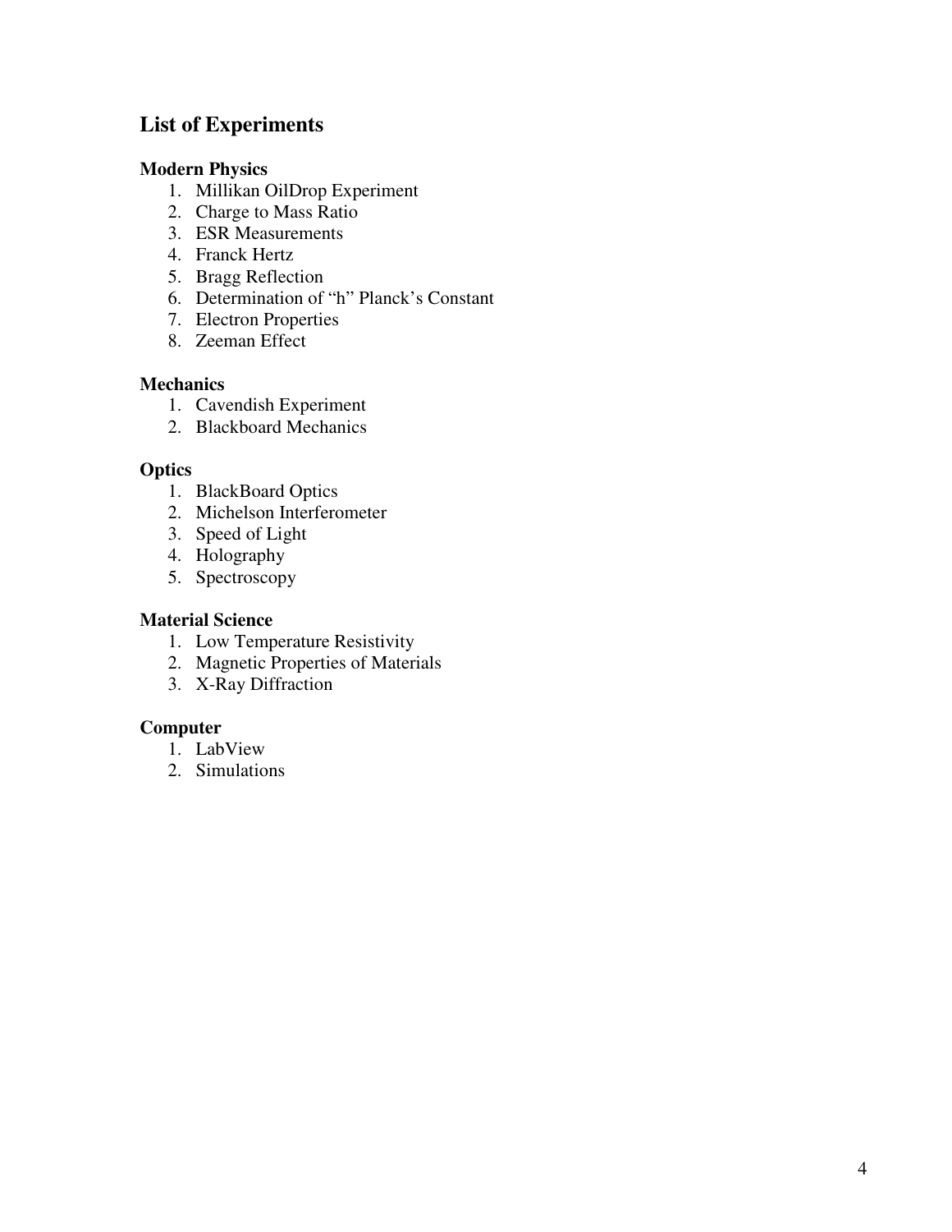## List of Experiments

### Modern Physics

1. Millikan OilDrop Experiment
2. Charge to Mass Ratio
3. ESR Measurements
4. Franck Hertz
5. Bragg Reflection
6. Determination of "h" Planck's Constant
7. Electron Properties
8. Zeeman Effect

### Mechanics

1. Cavendish Experiment
2. Blackboard Mechanics

### Optics

1. BlackBoard Optics
2. Michelson Interferometer
3. Speed of Light
4. Holography
5. Spectroscopy

### Material Science

1. Low Temperature Resistivity
2. Magnetic Properties of Materials
3. X-Ray Diffraction

### Computer

1. LabView
2. Simulations